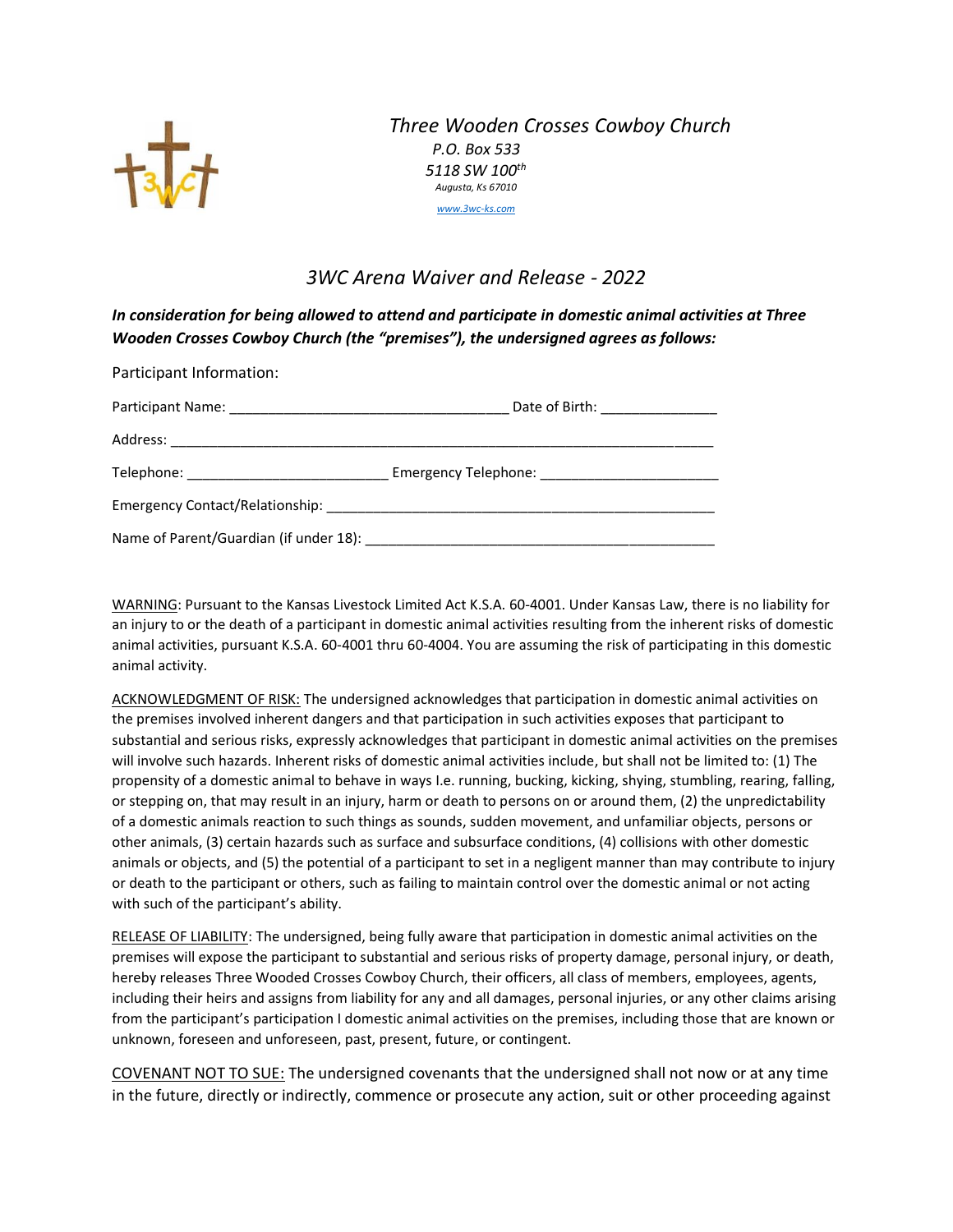*Three Wooden Crosses Cowboy Church*
*P.O. Box 533*
*5118 SW 100th*
*Augusta, Ks 67010*
*www.3wc-ks.com*

# *3WC Arena Waiver and Release - 2022*

***In consideration for being allowed to attend and participate in domestic animal activities at Three Wooden Crosses Cowboy Church (the "premises"), the undersigned agrees as follows:***

Participant Information:

Participant Name: ___________________________________ Date of Birth: _______________

Address: ________________________________________________________________________

Telephone: __________________________ Emergency Telephone: _______________________

Emergency Contact/Relationship: _________________________________________________

Name of Parent/Guardian (if under 18): ____________________________________________

WARNING: Pursuant to the Kansas Livestock Limited Act K.S.A. 60-4001. Under Kansas Law, there is no liability for an injury to or the death of a participant in domestic animal activities resulting from the inherent risks of domestic animal activities, pursuant K.S.A. 60-4001 thru 60-4004. You are assuming the risk of participating in this domestic animal activity.

ACKNOWLEDGMENT OF RISK: The undersigned acknowledges that participation in domestic animal activities on the premises involved inherent dangers and that participation in such activities exposes that participant to substantial and serious risks, expressly acknowledges that participant in domestic animal activities on the premises will involve such hazards. Inherent risks of domestic animal activities include, but shall not be limited to: (1) The propensity of a domestic animal to behave in ways I.e. running, bucking, kicking, shying, stumbling, rearing, falling, or stepping on, that may result in an injury, harm or death to persons on or around them, (2) the unpredictability of a domestic animals reaction to such things as sounds, sudden movement, and unfamiliar objects, persons or other animals, (3) certain hazards such as surface and subsurface conditions, (4) collisions with other domestic animals or objects, and (5) the potential of a participant to set in a negligent manner than may contribute to injury or death to the participant or others, such as failing to maintain control over the domestic animal or not acting with such of the participant's ability.

RELEASE OF LIABILITY: The undersigned, being fully aware that participation in domestic animal activities on the premises will expose the participant to substantial and serious risks of property damage, personal injury, or death, hereby releases Three Wooded Crosses Cowboy Church, their officers, all class of members, employees, agents, including their heirs and assigns from liability for any and all damages, personal injuries, or any other claims arising from the participant's participation I domestic animal activities on the premises, including those that are known or unknown, foreseen and unforeseen, past, present, future, or contingent.

COVENANT NOT TO SUE: The undersigned covenants that the undersigned shall not now or at any time in the future, directly or indirectly, commence or prosecute any action, suit or other proceeding against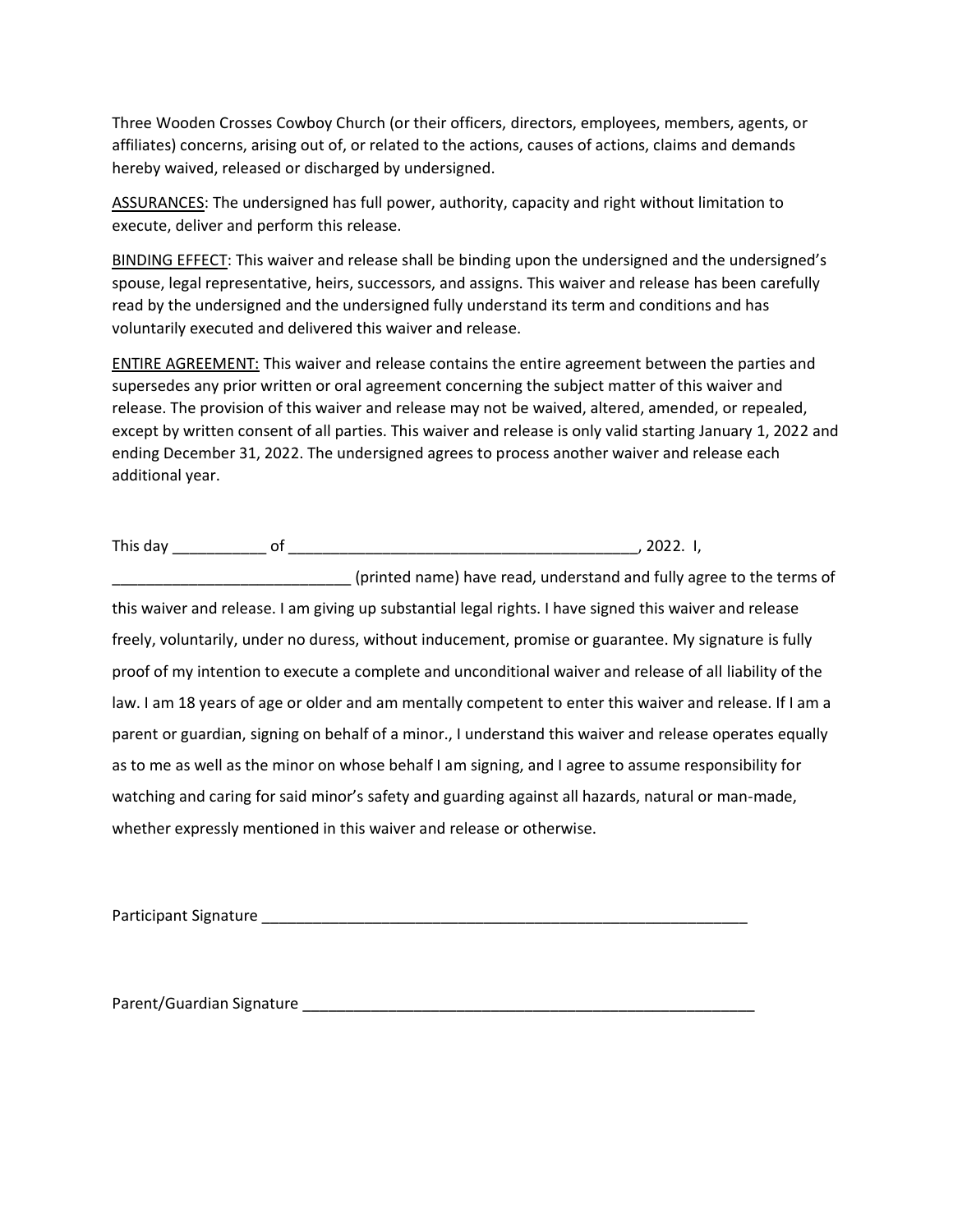Three Wooden Crosses Cowboy Church (or their officers, directors, employees, members, agents, or affiliates) concerns, arising out of, or related to the actions, causes of actions, claims and demands hereby waived, released or discharged by undersigned.

<u>ASSURANCES</u>: The undersigned has full power, authority, capacity and right without limitation to execute, deliver and perform this release.

<u>BINDING EFFECT</u>: This waiver and release shall be binding upon the undersigned and the undersigned's spouse, legal representative, heirs, successors, and assigns. This waiver and release has been carefully read by the undersigned and the undersigned fully understand its term and conditions and has voluntarily executed and delivered this waiver and release.

<u>ENTIRE AGREEMENT:</u> This waiver and release contains the entire agreement between the parties and supersedes any prior written or oral agreement concerning the subject matter of this waiver and release. The provision of this waiver and release may not be waived, altered, amended, or repealed, except by written consent of all parties. This waiver and release is only valid starting January 1, 2022 and ending December 31, 2022. The undersigned agrees to process another waiver and release each additional year.

This day ___________ of __________________________________________, 2022. I, ____________________________ (printed name) have read, understand and fully agree to the terms of this waiver and release. I am giving up substantial legal rights. I have signed this waiver and release freely, voluntarily, under no duress, without inducement, promise or guarantee. My signature is fully proof of my intention to execute a complete and unconditional waiver and release of all liability of the law. I am 18 years of age or older and am mentally competent to enter this waiver and release. If I am a parent or guardian, signing on behalf of a minor., I understand this waiver and release operates equally as to me as well as the minor on whose behalf I am signing, and I agree to assume responsibility for watching and caring for said minor's safety and guarding against all hazards, natural or man-made, whether expressly mentioned in this waiver and release or otherwise.

Participant Signature ____________________________________________________________

Parent/Guardian Signature ________________________________________________________